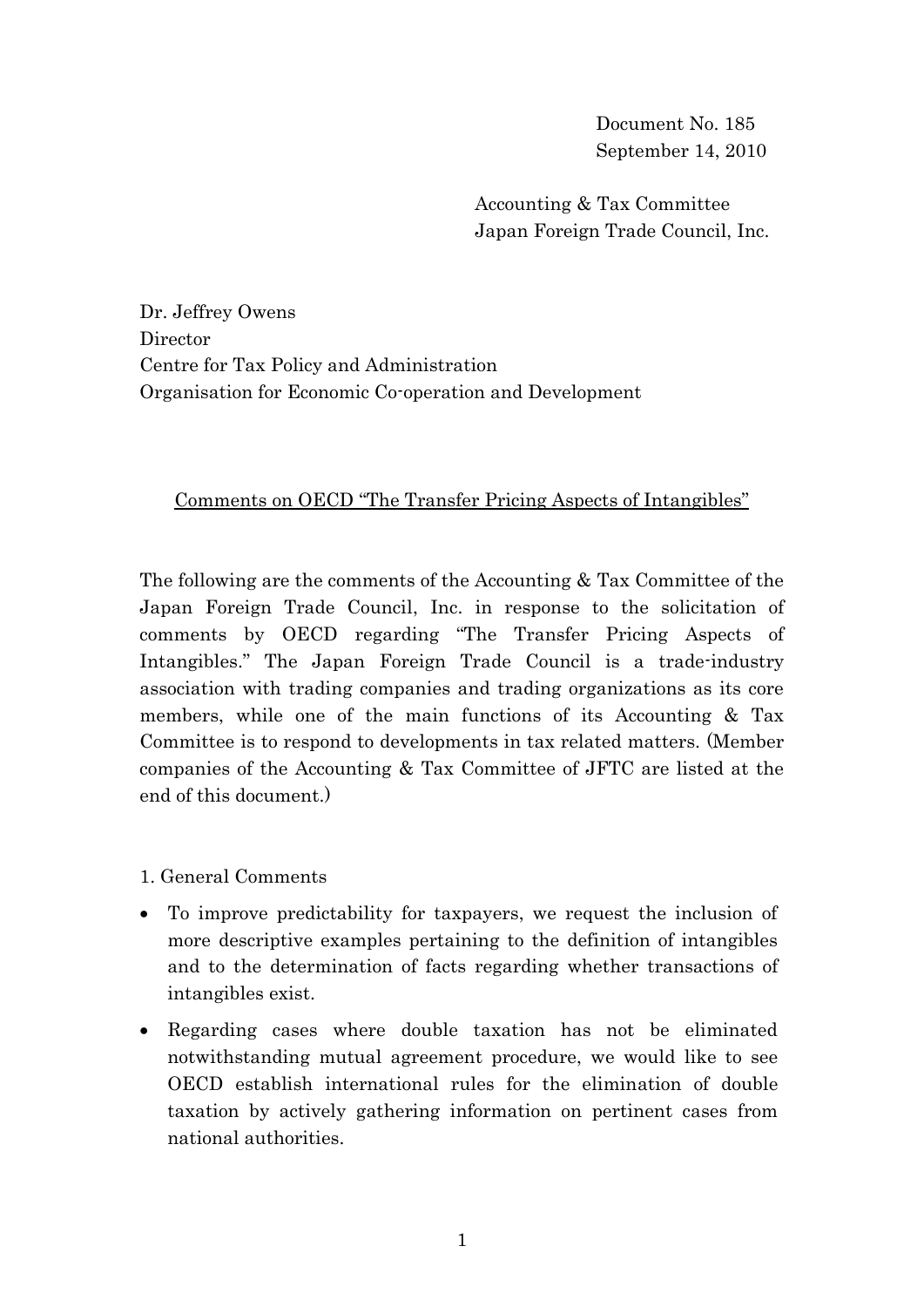Document No. 185
September 14, 2010

Accounting & Tax Committee
Japan Foreign Trade Council, Inc.

Dr. Jeffrey Owens
Director
Centre for Tax Policy and Administration
Organisation for Economic Co-operation and Development

<u>Comments on OECD "The Transfer Pricing Aspects of Intangibles"</u>

The following are the comments of the Accounting & Tax Committee of the Japan Foreign Trade Council, Inc. in response to the solicitation of comments by OECD regarding "The Transfer Pricing Aspects of Intangibles." The Japan Foreign Trade Council is a trade-industry association with trading companies and trading organizations as its core members, while one of the main functions of its Accounting & Tax Committee is to respond to developments in tax related matters. (Member companies of the Accounting & Tax Committee of JFTC are listed at the end of this document.)

## 1. General Comments

- To improve predictability for taxpayers, we request the inclusion of more descriptive examples pertaining to the definition of intangibles and to the determination of facts regarding whether transactions of intangibles exist.
- Regarding cases where double taxation has not be eliminated notwithstanding mutual agreement procedure, we would like to see OECD establish international rules for the elimination of double taxation by actively gathering information on pertinent cases from national authorities.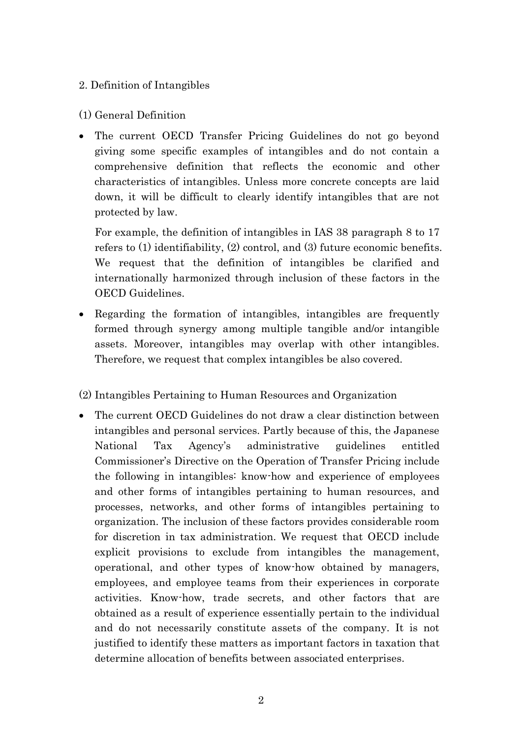## 2. Definition of Intangibles

### (1) General Definition

- The current OECD Transfer Pricing Guidelines do not go beyond giving some specific examples of intangibles and do not contain a comprehensive definition that reflects the economic and other characteristics of intangibles. Unless more concrete concepts are laid down, it will be difficult to clearly identify intangibles that are not protected by law.

  For example, the definition of intangibles in IAS 38 paragraph 8 to 17 refers to (1) identifiability, (2) control, and (3) future economic benefits. We request that the definition of intangibles be clarified and internationally harmonized through inclusion of these factors in the OECD Guidelines.

- Regarding the formation of intangibles, intangibles are frequently formed through synergy among multiple tangible and/or intangible assets. Moreover, intangibles may overlap with other intangibles. Therefore, we request that complex intangibles be also covered.

### (2) Intangibles Pertaining to Human Resources and Organization

- The current OECD Guidelines do not draw a clear distinction between intangibles and personal services. Partly because of this, the Japanese National Tax Agency's administrative guidelines entitled Commissioner's Directive on the Operation of Transfer Pricing include the following in intangibles: know-how and experience of employees and other forms of intangibles pertaining to human resources, and processes, networks, and other forms of intangibles pertaining to organization. The inclusion of these factors provides considerable room for discretion in tax administration. We request that OECD include explicit provisions to exclude from intangibles the management, operational, and other types of know-how obtained by managers, employees, and employee teams from their experiences in corporate activities. Know-how, trade secrets, and other factors that are obtained as a result of experience essentially pertain to the individual and do not necessarily constitute assets of the company. It is not justified to identify these matters as important factors in taxation that determine allocation of benefits between associated enterprises.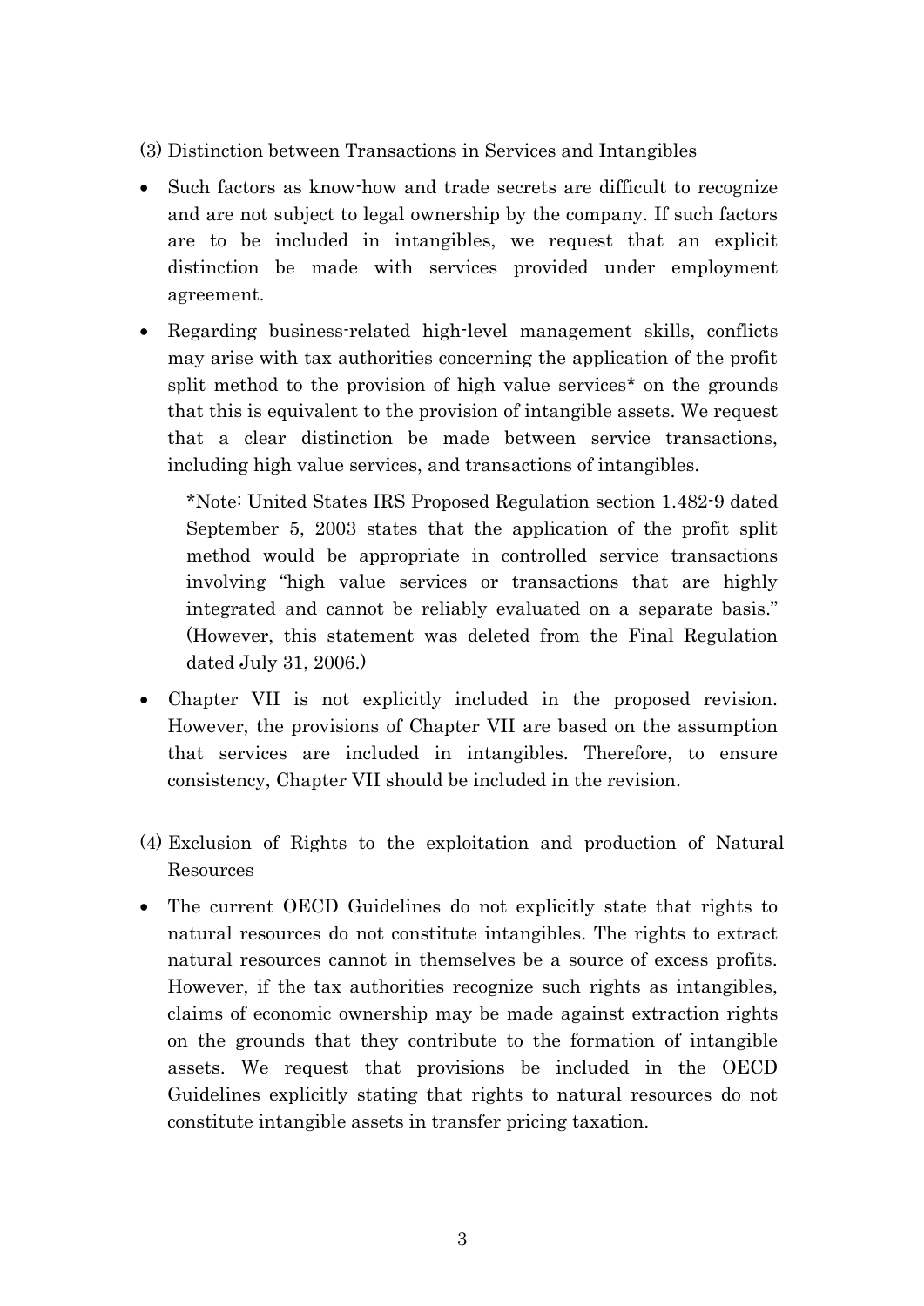(3) Distinction between Transactions in Services and Intangibles

- Such factors as know-how and trade secrets are difficult to recognize and are not subject to legal ownership by the company. If such factors are to be included in intangibles, we request that an explicit distinction be made with services provided under employment agreement.
- Regarding business-related high-level management skills, conflicts may arise with tax authorities concerning the application of the profit split method to the provision of high value services* on the grounds that this is equivalent to the provision of intangible assets. We request that a clear distinction be made between service transactions, including high value services, and transactions of intangibles.

  *Note: United States IRS Proposed Regulation section 1.482-9 dated September 5, 2003 states that the application of the profit split method would be appropriate in controlled service transactions involving "high value services or transactions that are highly integrated and cannot be reliably evaluated on a separate basis." (However, this statement was deleted from the Final Regulation dated July 31, 2006.)

- Chapter VII is not explicitly included in the proposed revision. However, the provisions of Chapter VII are based on the assumption that services are included in intangibles. Therefore, to ensure consistency, Chapter VII should be included in the revision.

(4) Exclusion of Rights to the exploitation and production of Natural Resources

- The current OECD Guidelines do not explicitly state that rights to natural resources do not constitute intangibles. The rights to extract natural resources cannot in themselves be a source of excess profits. However, if the tax authorities recognize such rights as intangibles, claims of economic ownership may be made against extraction rights on the grounds that they contribute to the formation of intangible assets. We request that provisions be included in the OECD Guidelines explicitly stating that rights to natural resources do not constitute intangible assets in transfer pricing taxation.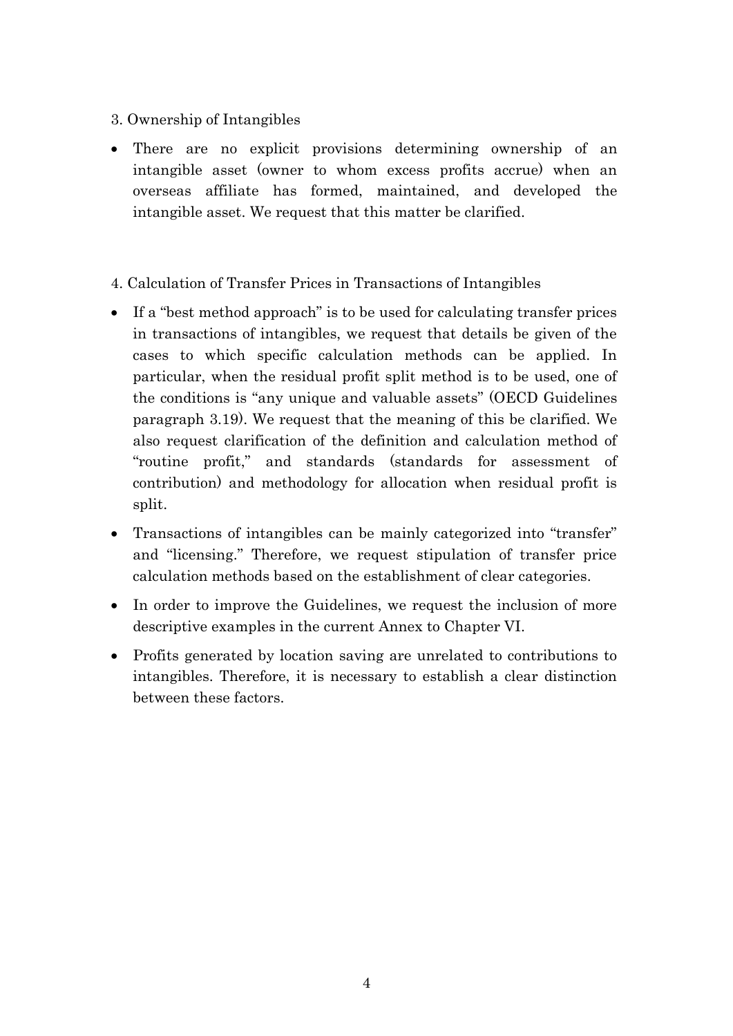3. Ownership of Intangibles

- There are no explicit provisions determining ownership of an intangible asset (owner to whom excess profits accrue) when an overseas affiliate has formed, maintained, and developed the intangible asset. We request that this matter be clarified.

4. Calculation of Transfer Prices in Transactions of Intangibles

- If a "best method approach" is to be used for calculating transfer prices in transactions of intangibles, we request that details be given of the cases to which specific calculation methods can be applied. In particular, when the residual profit split method is to be used, one of the conditions is "any unique and valuable assets" (OECD Guidelines paragraph 3.19). We request that the meaning of this be clarified. We also request clarification of the definition and calculation method of "routine profit," and standards (standards for assessment of contribution) and methodology for allocation when residual profit is split.
- Transactions of intangibles can be mainly categorized into "transfer" and "licensing." Therefore, we request stipulation of transfer price calculation methods based on the establishment of clear categories.
- In order to improve the Guidelines, we request the inclusion of more descriptive examples in the current Annex to Chapter VI.
- Profits generated by location saving are unrelated to contributions to intangibles. Therefore, it is necessary to establish a clear distinction between these factors.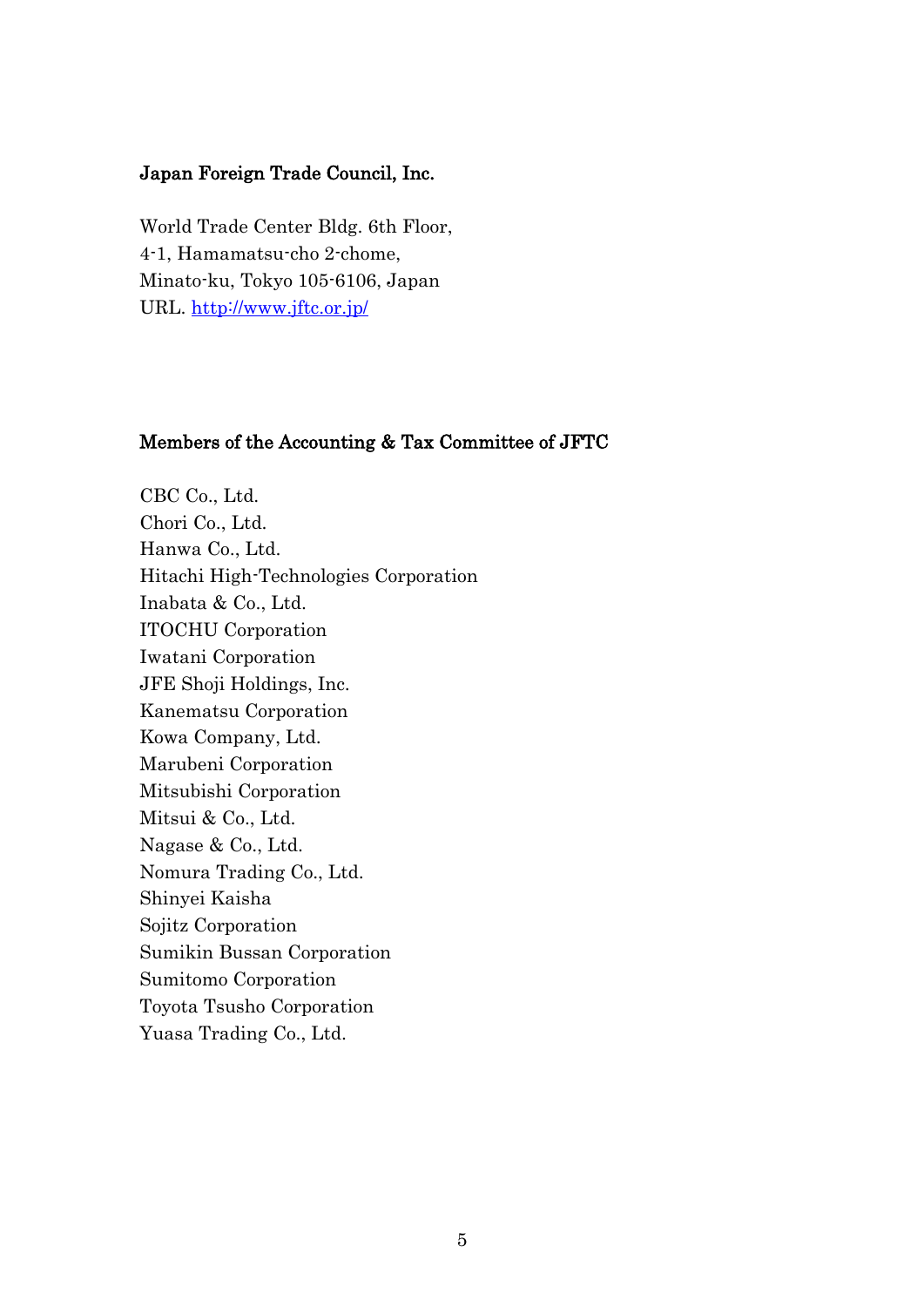**Japan Foreign Trade Council, Inc.**

World Trade Center Bldg. 6th Floor,
4-1, Hamamatsu-cho 2-chome,
Minato-ku, Tokyo 105-6106, Japan
URL. http://www.jftc.or.jp/

**Members of the Accounting & Tax Committee of JFTC**

CBC Co., Ltd.
Chori Co., Ltd.
Hanwa Co., Ltd.
Hitachi High-Technologies Corporation
Inabata & Co., Ltd.
ITOCHU Corporation
Iwatani Corporation
JFE Shoji Holdings, Inc.
Kanematsu Corporation
Kowa Company, Ltd.
Marubeni Corporation
Mitsubishi Corporation
Mitsui & Co., Ltd.
Nagase & Co., Ltd.
Nomura Trading Co., Ltd.
Shinyei Kaisha
Sojitz Corporation
Sumikin Bussan Corporation
Sumitomo Corporation
Toyota Tsusho Corporation
Yuasa Trading Co., Ltd.